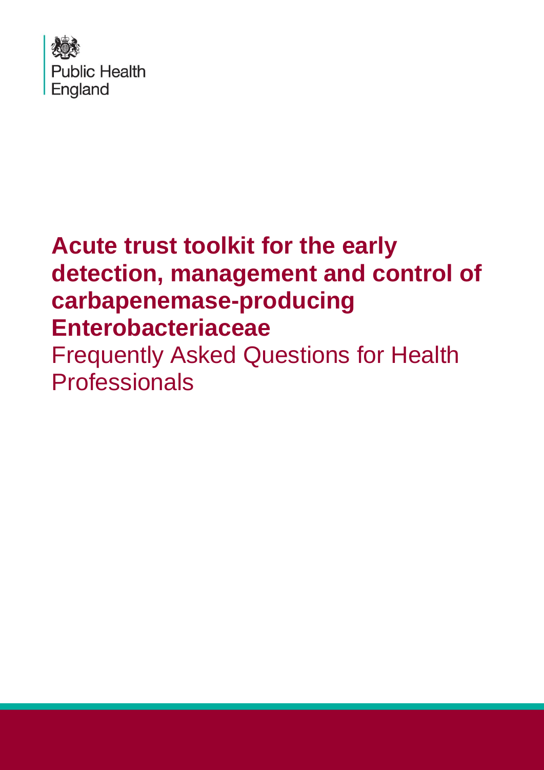Public Health England

# Acute trust toolkit for the early detection, management and control of carbapenemase-producing Enterobacteriaceae

Frequently Asked Questions for Health Professionals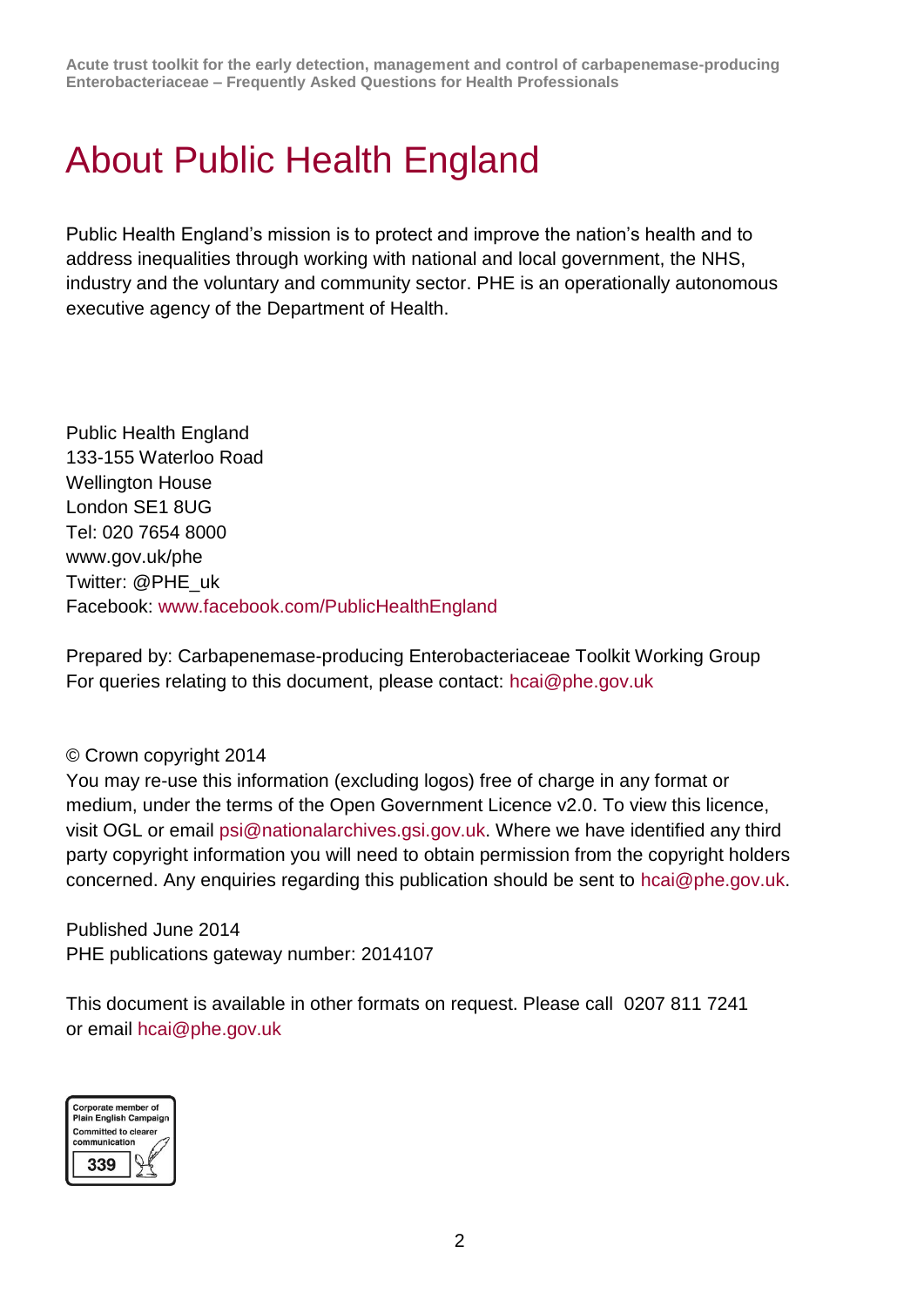# About Public Health England

Public Health England's mission is to protect and improve the nation's health and to address inequalities through working with national and local government, the NHS, industry and the voluntary and community sector. PHE is an operationally autonomous executive agency of the Department of Health.

Public Health England
133-155 Waterloo Road
Wellington House
London SE1 8UG
Tel: 020 7654 8000
www.gov.uk/phe
Twitter: @PHE_uk
Facebook: www.facebook.com/PublicHealthEngland

Prepared by: Carbapenemase-producing Enterobacteriaceae Toolkit Working Group
For queries relating to this document, please contact: hcai@phe.gov.uk

© Crown copyright 2014
You may re-use this information (excluding logos) free of charge in any format or medium, under the terms of the Open Government Licence v2.0. To view this licence, visit OGL or email psi@nationalarchives.gsi.gov.uk. Where we have identified any third party copyright information you will need to obtain permission from the copyright holders concerned. Any enquiries regarding this publication should be sent to hcai@phe.gov.uk.

Published June 2014
PHE publications gateway number: 2014107

This document is available in other formats on request. Please call 0207 811 7241 or email hcai@phe.gov.uk

Corporate member of Plain English Campaign
Committed to clearer communication
339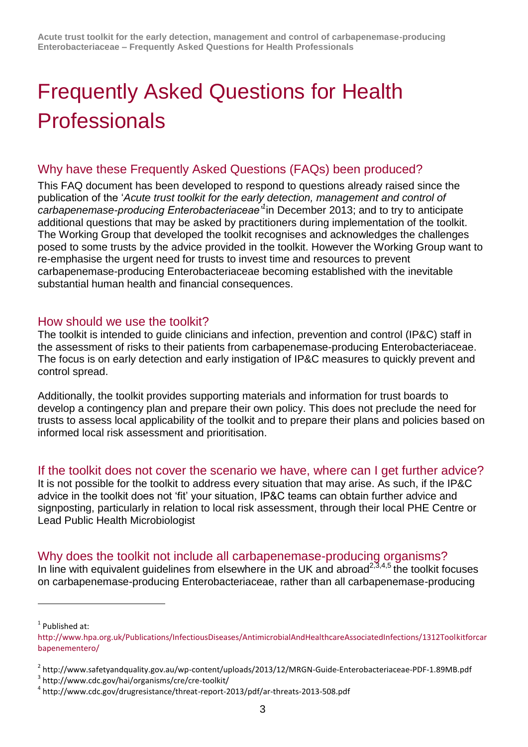# Frequently Asked Questions for Health Professionals

## Why have these Frequently Asked Questions (FAQs) been produced?

This FAQ document has been developed to respond to questions already raised since the publication of the '*Acute trust toolkit for the early detection, management and control of carbapenemase-producing Enterobacteriaceae*'[1] in December 2013; and to try to anticipate additional questions that may be asked by practitioners during implementation of the toolkit. The Working Group that developed the toolkit recognises and acknowledges the challenges posed to some trusts by the advice provided in the toolkit. However the Working Group want to re-emphasise the urgent need for trusts to invest time and resources to prevent carbapenemase-producing Enterobacteriaceae becoming established with the inevitable substantial human health and financial consequences.

## How should we use the toolkit?

The toolkit is intended to guide clinicians and infection, prevention and control (IP&C) staff in the assessment of risks to their patients from carbapenemase-producing Enterobacteriaceae. The focus is on early detection and early instigation of IP&C measures to quickly prevent and control spread.

Additionally, the toolkit provides supporting materials and information for trust boards to develop a contingency plan and prepare their own policy. This does not preclude the need for trusts to assess local applicability of the toolkit and to prepare their plans and policies based on informed local risk assessment and prioritisation.

## If the toolkit does not cover the scenario we have, where can I get further advice?

It is not possible for the toolkit to address every situation that may arise. As such, if the IP&C advice in the toolkit does not 'fit' your situation, IP&C teams can obtain further advice and signposting, particularly in relation to local risk assessment, through their local PHE Centre or Lead Public Health Microbiologist

## Why does the toolkit not include all carbapenemase-producing organisms?

In line with equivalent guidelines from elsewhere in the UK and abroad[2,3,4,5] the toolkit focuses on carbapenemase-producing Enterobacteriaceae, rather than all carbapenemase-producing

---

[1] Published at: http://www.hpa.org.uk/Publications/InfectiousDiseases/AntimicrobialAndHealthcareAssociatedInfections/1312Toolkitforcarbapenementero/

[2] http://www.safetyandquality.gov.au/wp-content/uploads/2013/12/MRGN-Guide-Enterobacteriaceae-PDF-1.89MB.pdf

[3] http://www.cdc.gov/hai/organisms/cre/cre-toolkit/

[4] http://www.cdc.gov/drugresistance/threat-report-2013/pdf/ar-threats-2013-508.pdf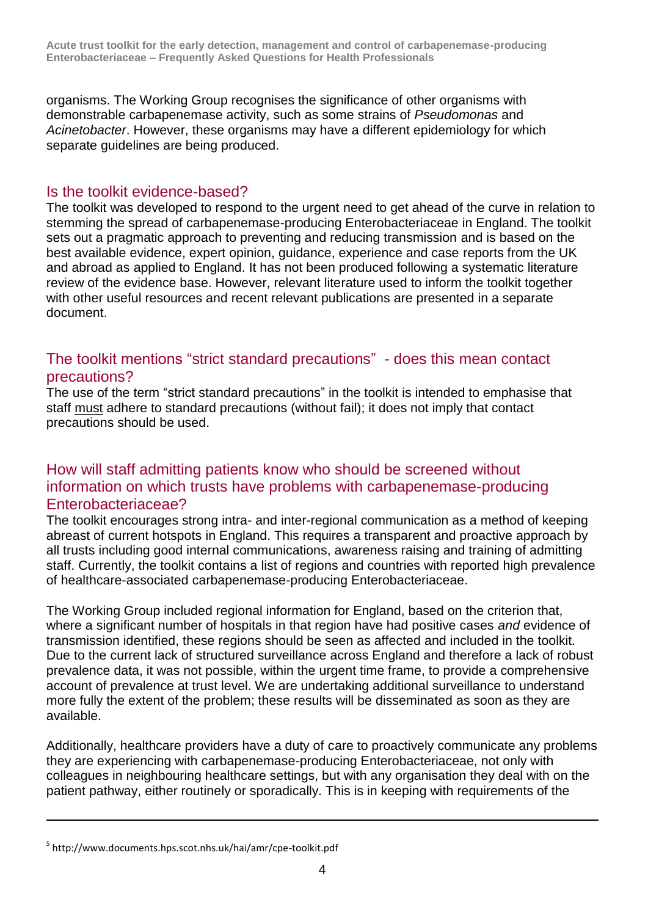organisms. The Working Group recognises the significance of other organisms with demonstrable carbapenemase activity, such as some strains of *Pseudomonas* and *Acinetobacter*. However, these organisms may have a different epidemiology for which separate guidelines are being produced.

## Is the toolkit evidence-based?

The toolkit was developed to respond to the urgent need to get ahead of the curve in relation to stemming the spread of carbapenemase-producing Enterobacteriaceae in England. The toolkit sets out a pragmatic approach to preventing and reducing transmission and is based on the best available evidence, expert opinion, guidance, experience and case reports from the UK and abroad as applied to England. It has not been produced following a systematic literature review of the evidence base. However, relevant literature used to inform the toolkit together with other useful resources and recent relevant publications are presented in a separate document.

## The toolkit mentions "strict standard precautions" - does this mean contact precautions?

The use of the term "strict standard precautions" in the toolkit is intended to emphasise that staff <u>must</u> adhere to standard precautions (without fail); it does not imply that contact precautions should be used.

## How will staff admitting patients know who should be screened without information on which trusts have problems with carbapenemase-producing Enterobacteriaceae?

The toolkit encourages strong intra- and inter-regional communication as a method of keeping abreast of current hotspots in England. This requires a transparent and proactive approach by all trusts including good internal communications, awareness raising and training of admitting staff. Currently, the toolkit contains a list of regions and countries with reported high prevalence of healthcare-associated carbapenemase-producing Enterobacteriaceae.

The Working Group included regional information for England, based on the criterion that, where a significant number of hospitals in that region have had positive cases *and* evidence of transmission identified, these regions should be seen as affected and included in the toolkit. Due to the current lack of structured surveillance across England and therefore a lack of robust prevalence data, it was not possible, within the urgent time frame, to provide a comprehensive account of prevalence at trust level. We are undertaking additional surveillance to understand more fully the extent of the problem; these results will be disseminated as soon as they are available.

Additionally, healthcare providers have a duty of care to proactively communicate any problems they are experiencing with carbapenemase-producing Enterobacteriaceae, not only with colleagues in neighbouring healthcare settings, but with any organisation they deal with on the patient pathway, either routinely or sporadically. This is in keeping with requirements of the

---

[5] http://www.documents.hps.scot.nhs.uk/hai/amr/cpe-toolkit.pdf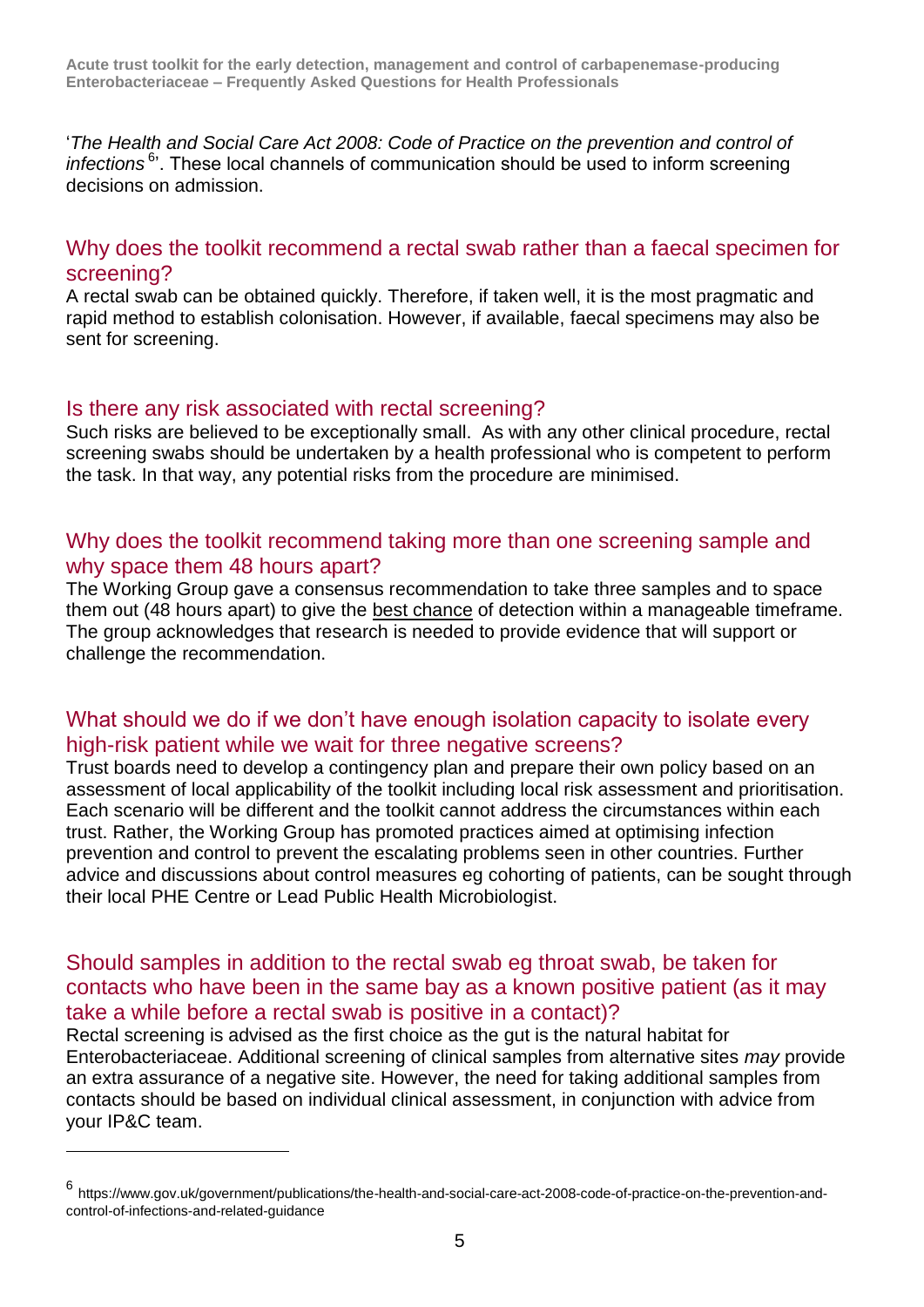'*The Health and Social Care Act 2008: Code of Practice on the prevention and control of infections*[6]'. These local channels of communication should be used to inform screening decisions on admission.

## Why does the toolkit recommend a rectal swab rather than a faecal specimen for screening?

A rectal swab can be obtained quickly. Therefore, if taken well, it is the most pragmatic and rapid method to establish colonisation. However, if available, faecal specimens may also be sent for screening.

## Is there any risk associated with rectal screening?

Such risks are believed to be exceptionally small. As with any other clinical procedure, rectal screening swabs should be undertaken by a health professional who is competent to perform the task. In that way, any potential risks from the procedure are minimised.

## Why does the toolkit recommend taking more than one screening sample and why space them 48 hours apart?

The Working Group gave a consensus recommendation to take three samples and to space them out (48 hours apart) to give the best chance of detection within a manageable timeframe. The group acknowledges that research is needed to provide evidence that will support or challenge the recommendation.

## What should we do if we don't have enough isolation capacity to isolate every high-risk patient while we wait for three negative screens?

Trust boards need to develop a contingency plan and prepare their own policy based on an assessment of local applicability of the toolkit including local risk assessment and prioritisation. Each scenario will be different and the toolkit cannot address the circumstances within each trust. Rather, the Working Group has promoted practices aimed at optimising infection prevention and control to prevent the escalating problems seen in other countries. Further advice and discussions about control measures eg cohorting of patients, can be sought through their local PHE Centre or Lead Public Health Microbiologist.

## Should samples in addition to the rectal swab eg throat swab, be taken for contacts who have been in the same bay as a known positive patient (as it may take a while before a rectal swab is positive in a contact)?

Rectal screening is advised as the first choice as the gut is the natural habitat for Enterobacteriaceae. Additional screening of clinical samples from alternative sites *may* provide an extra assurance of a negative site. However, the need for taking additional samples from contacts should be based on individual clinical assessment, in conjunction with advice from your IP&C team.

---

[6] https://www.gov.uk/government/publications/the-health-and-social-care-act-2008-code-of-practice-on-the-prevention-and-control-of-infections-and-related-guidance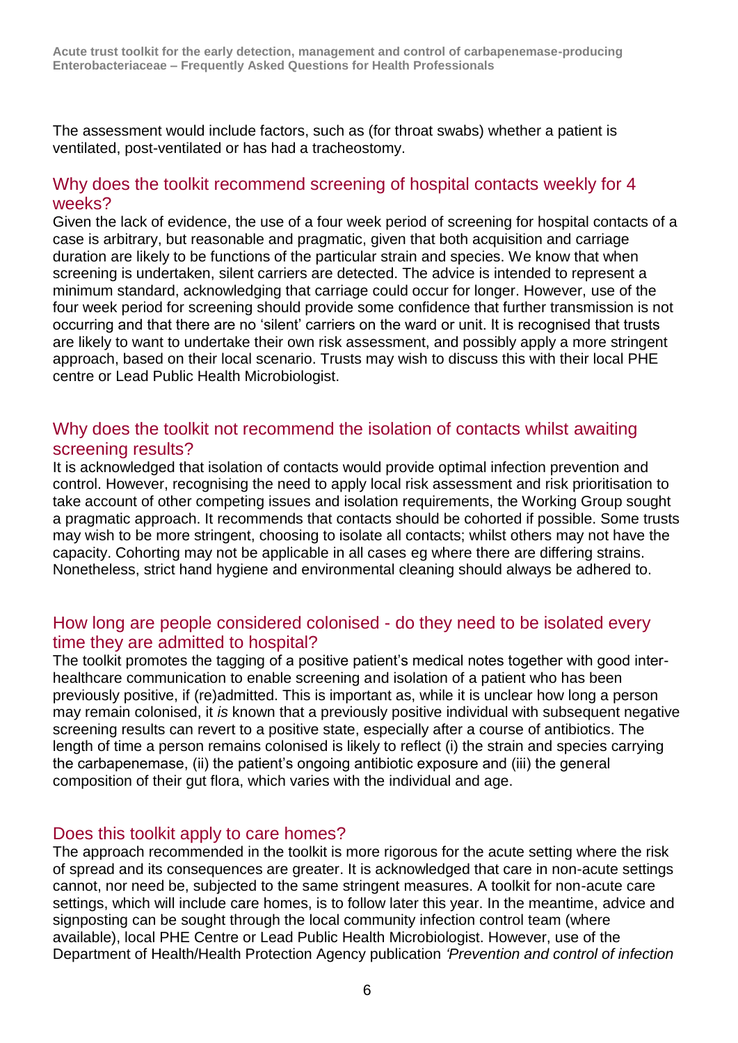The assessment would include factors, such as (for throat swabs) whether a patient is ventilated, post-ventilated or has had a tracheostomy.

## Why does the toolkit recommend screening of hospital contacts weekly for 4 weeks?

Given the lack of evidence, the use of a four week period of screening for hospital contacts of a case is arbitrary, but reasonable and pragmatic, given that both acquisition and carriage duration are likely to be functions of the particular strain and species. We know that when screening is undertaken, silent carriers are detected. The advice is intended to represent a minimum standard, acknowledging that carriage could occur for longer. However, use of the four week period for screening should provide some confidence that further transmission is not occurring and that there are no 'silent' carriers on the ward or unit. It is recognised that trusts are likely to want to undertake their own risk assessment, and possibly apply a more stringent approach, based on their local scenario. Trusts may wish to discuss this with their local PHE centre or Lead Public Health Microbiologist.

## Why does the toolkit not recommend the isolation of contacts whilst awaiting screening results?

It is acknowledged that isolation of contacts would provide optimal infection prevention and control. However, recognising the need to apply local risk assessment and risk prioritisation to take account of other competing issues and isolation requirements, the Working Group sought a pragmatic approach. It recommends that contacts should be cohorted if possible. Some trusts may wish to be more stringent, choosing to isolate all contacts; whilst others may not have the capacity. Cohorting may not be applicable in all cases eg where there are differing strains. Nonetheless, strict hand hygiene and environmental cleaning should always be adhered to.

## How long are people considered colonised - do they need to be isolated every time they are admitted to hospital?

The toolkit promotes the tagging of a positive patient's medical notes together with good inter-healthcare communication to enable screening and isolation of a patient who has been previously positive, if (re)admitted. This is important as, while it is unclear how long a person may remain colonised, it *is* known that a previously positive individual with subsequent negative screening results can revert to a positive state, especially after a course of antibiotics. The length of time a person remains colonised is likely to reflect (i) the strain and species carrying the carbapenemase, (ii) the patient's ongoing antibiotic exposure and (iii) the general composition of their gut flora, which varies with the individual and age.

## Does this toolkit apply to care homes?

The approach recommended in the toolkit is more rigorous for the acute setting where the risk of spread and its consequences are greater. It is acknowledged that care in non-acute settings cannot, nor need be, subjected to the same stringent measures. A toolkit for non-acute care settings, which will include care homes, is to follow later this year. In the meantime, advice and signposting can be sought through the local community infection control team (where available), local PHE Centre or Lead Public Health Microbiologist. However, use of the Department of Health/Health Protection Agency publication *'Prevention and control of infection*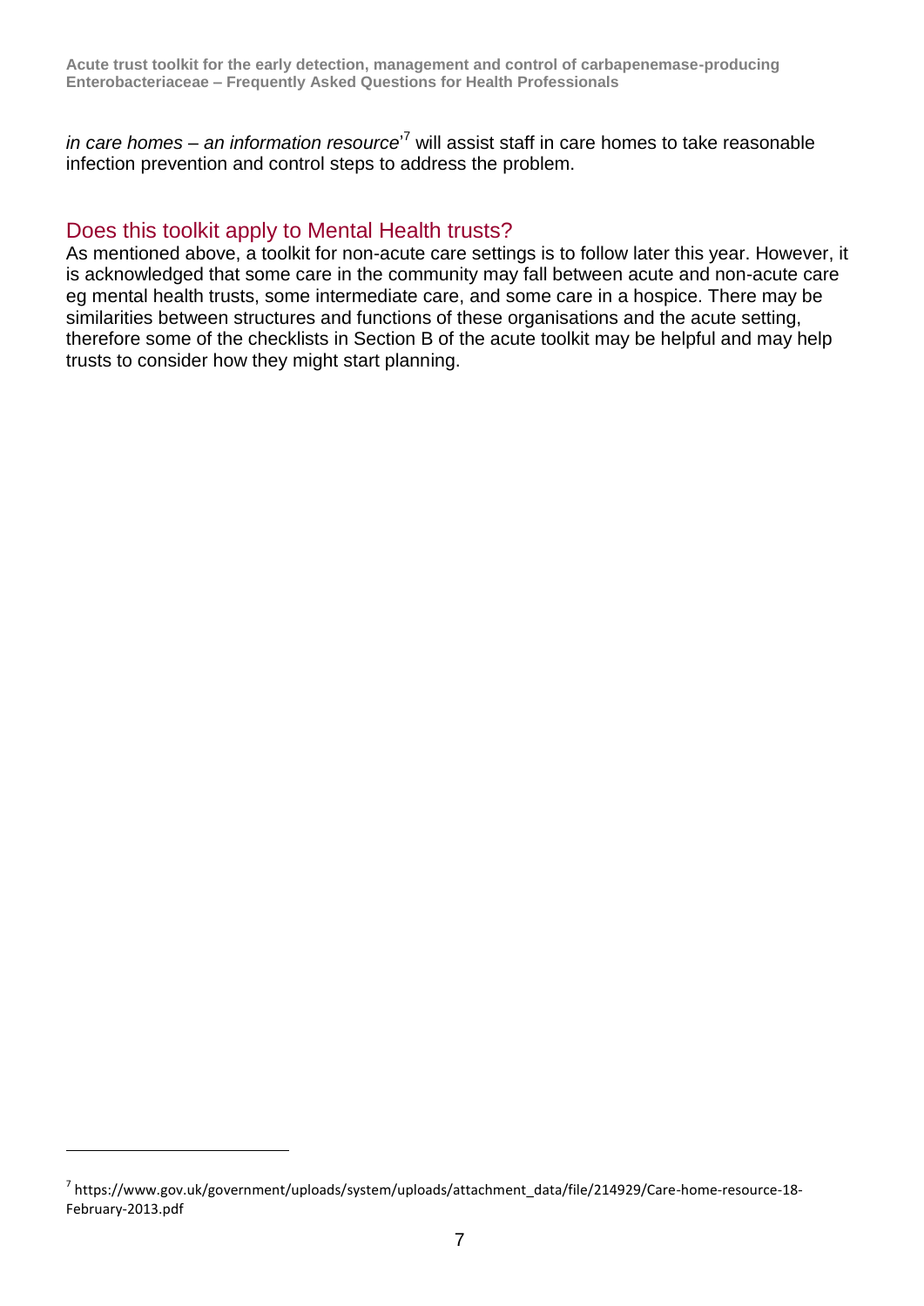*in care homes – an information resource*'[7] will assist staff in care homes to take reasonable infection prevention and control steps to address the problem.

## Does this toolkit apply to Mental Health trusts?

As mentioned above, a toolkit for non-acute care settings is to follow later this year. However, it is acknowledged that some care in the community may fall between acute and non-acute care eg mental health trusts, some intermediate care, and some care in a hospice. There may be similarities between structures and functions of these organisations and the acute setting, therefore some of the checklists in Section B of the acute toolkit may be helpful and may help trusts to consider how they might start planning.

[7] https://www.gov.uk/government/uploads/system/uploads/attachment_data/file/214929/Care-home-resource-18-February-2013.pdf